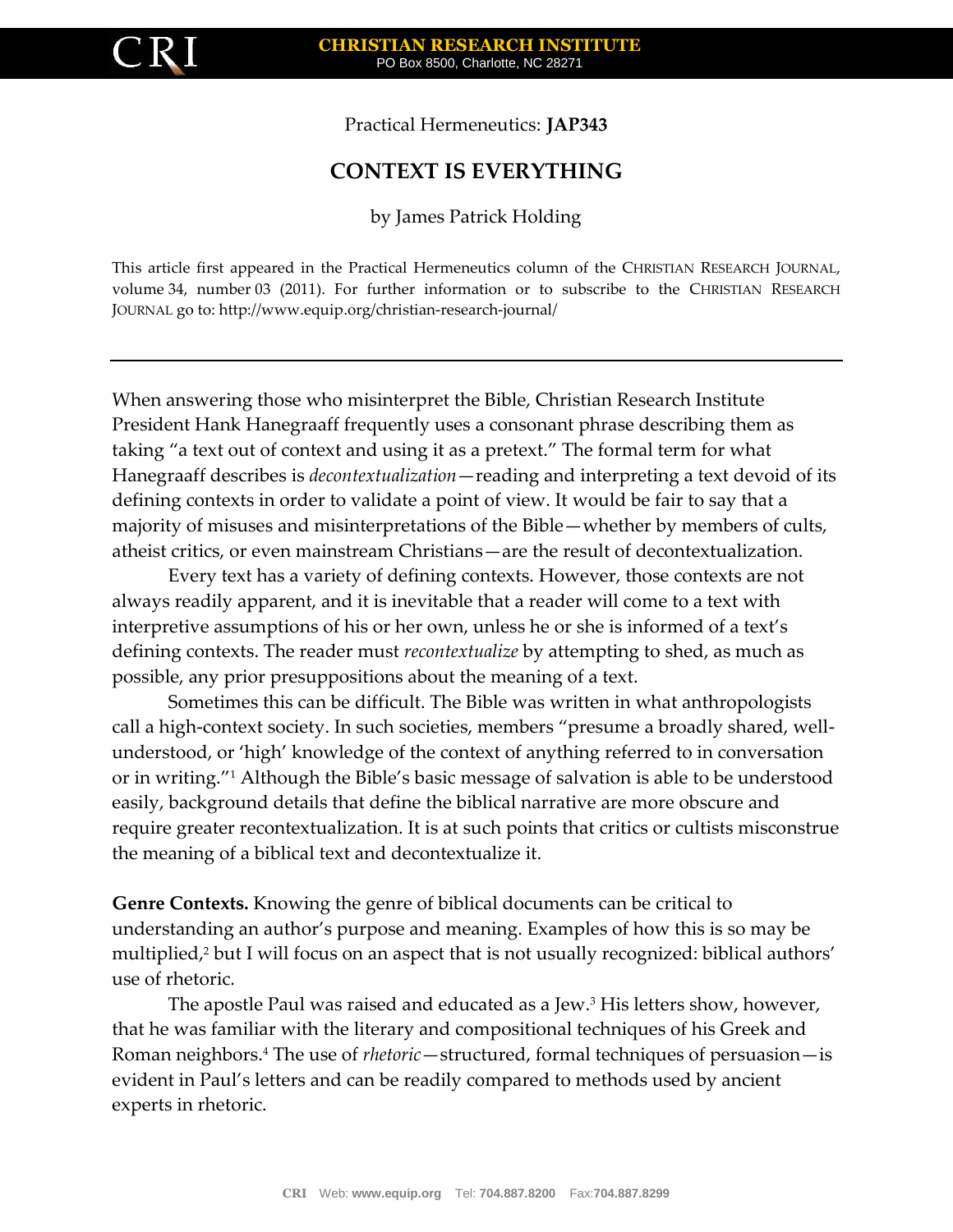Practical Hermeneutics: **JAP343**

# CONTEXT IS EVERYTHING

by James Patrick Holding

This article first appeared in the Practical Hermeneutics column of the CHRISTIAN RESEARCH JOURNAL, volume 34, number 03 (2011). For further information or to subscribe to the CHRISTIAN RESEARCH JOURNAL go to: http://www.equip.org/christian-research-journal/

---

When answering those who misinterpret the Bible, Christian Research Institute President Hank Hanegraaff frequently uses a consonant phrase describing them as taking "a text out of context and using it as a pretext." The formal term for what Hanegraaff describes is *decontextualization*—reading and interpreting a text devoid of its defining contexts in order to validate a point of view. It would be fair to say that a majority of misuses and misinterpretations of the Bible—whether by members of cults, atheist critics, or even mainstream Christians—are the result of decontextualization.

Every text has a variety of defining contexts. However, those contexts are not always readily apparent, and it is inevitable that a reader will come to a text with interpretive assumptions of his or her own, unless he or she is informed of a text's defining contexts. The reader must *recontextualize* by attempting to shed, as much as possible, any prior presuppositions about the meaning of a text.

Sometimes this can be difficult. The Bible was written in what anthropologists call a high-context society. In such societies, members "presume a broadly shared, well-understood, or 'high' knowledge of the context of anything referred to in conversation or in writing."[1] Although the Bible's basic message of salvation is able to be understood easily, background details that define the biblical narrative are more obscure and require greater recontextualization. It is at such points that critics or cultists misconstrue the meaning of a biblical text and decontextualize it.

**Genre Contexts.** Knowing the genre of biblical documents can be critical to understanding an author's purpose and meaning. Examples of how this is so may be multiplied,[2] but I will focus on an aspect that is not usually recognized: biblical authors' use of rhetoric.

The apostle Paul was raised and educated as a Jew.[3] His letters show, however, that he was familiar with the literary and compositional techniques of his Greek and Roman neighbors.[4] The use of *rhetoric*—structured, formal techniques of persuasion—is evident in Paul's letters and can be readily compared to methods used by ancient experts in rhetoric.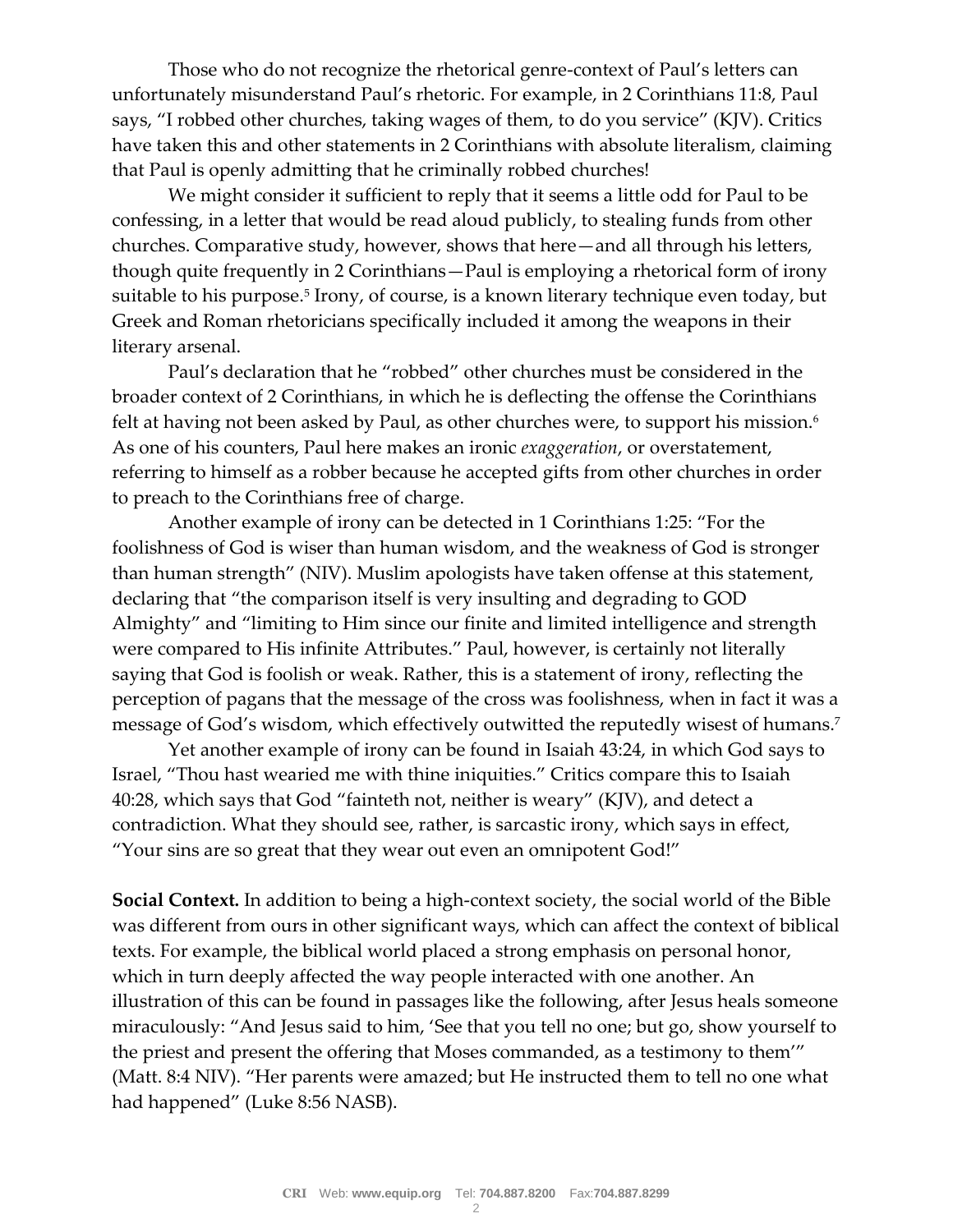Those who do not recognize the rhetorical genre-context of Paul's letters can unfortunately misunderstand Paul's rhetoric. For example, in 2 Corinthians 11:8, Paul says, "I robbed other churches, taking wages of them, to do you service" (KJV). Critics have taken this and other statements in 2 Corinthians with absolute literalism, claiming that Paul is openly admitting that he criminally robbed churches!

We might consider it sufficient to reply that it seems a little odd for Paul to be confessing, in a letter that would be read aloud publicly, to stealing funds from other churches. Comparative study, however, shows that here—and all through his letters, though quite frequently in 2 Corinthians—Paul is employing a rhetorical form of irony suitable to his purpose.[5] Irony, of course, is a known literary technique even today, but Greek and Roman rhetoricians specifically included it among the weapons in their literary arsenal.

Paul's declaration that he "robbed" other churches must be considered in the broader context of 2 Corinthians, in which he is deflecting the offense the Corinthians felt at having not been asked by Paul, as other churches were, to support his mission.[6] As one of his counters, Paul here makes an ironic *exaggeration*, or overstatement, referring to himself as a robber because he accepted gifts from other churches in order to preach to the Corinthians free of charge.

Another example of irony can be detected in 1 Corinthians 1:25: "For the foolishness of God is wiser than human wisdom, and the weakness of God is stronger than human strength" (NIV). Muslim apologists have taken offense at this statement, declaring that "the comparison itself is very insulting and degrading to GOD Almighty" and "limiting to Him since our finite and limited intelligence and strength were compared to His infinite Attributes." Paul, however, is certainly not literally saying that God is foolish or weak. Rather, this is a statement of irony, reflecting the perception of pagans that the message of the cross was foolishness, when in fact it was a message of God's wisdom, which effectively outwitted the reputedly wisest of humans.[7]

Yet another example of irony can be found in Isaiah 43:24, in which God says to Israel, "Thou hast wearied me with thine iniquities." Critics compare this to Isaiah 40:28, which says that God "fainteth not, neither is weary" (KJV), and detect a contradiction. What they should see, rather, is sarcastic irony, which says in effect, "Your sins are so great that they wear out even an omnipotent God!"

**Social Context.** In addition to being a high-context society, the social world of the Bible was different from ours in other significant ways, which can affect the context of biblical texts. For example, the biblical world placed a strong emphasis on personal honor, which in turn deeply affected the way people interacted with one another. An illustration of this can be found in passages like the following, after Jesus heals someone miraculously: "And Jesus said to him, 'See that you tell no one; but go, show yourself to the priest and present the offering that Moses commanded, as a testimony to them'" (Matt. 8:4 NIV). "Her parents were amazed; but He instructed them to tell no one what had happened" (Luke 8:56 NASB).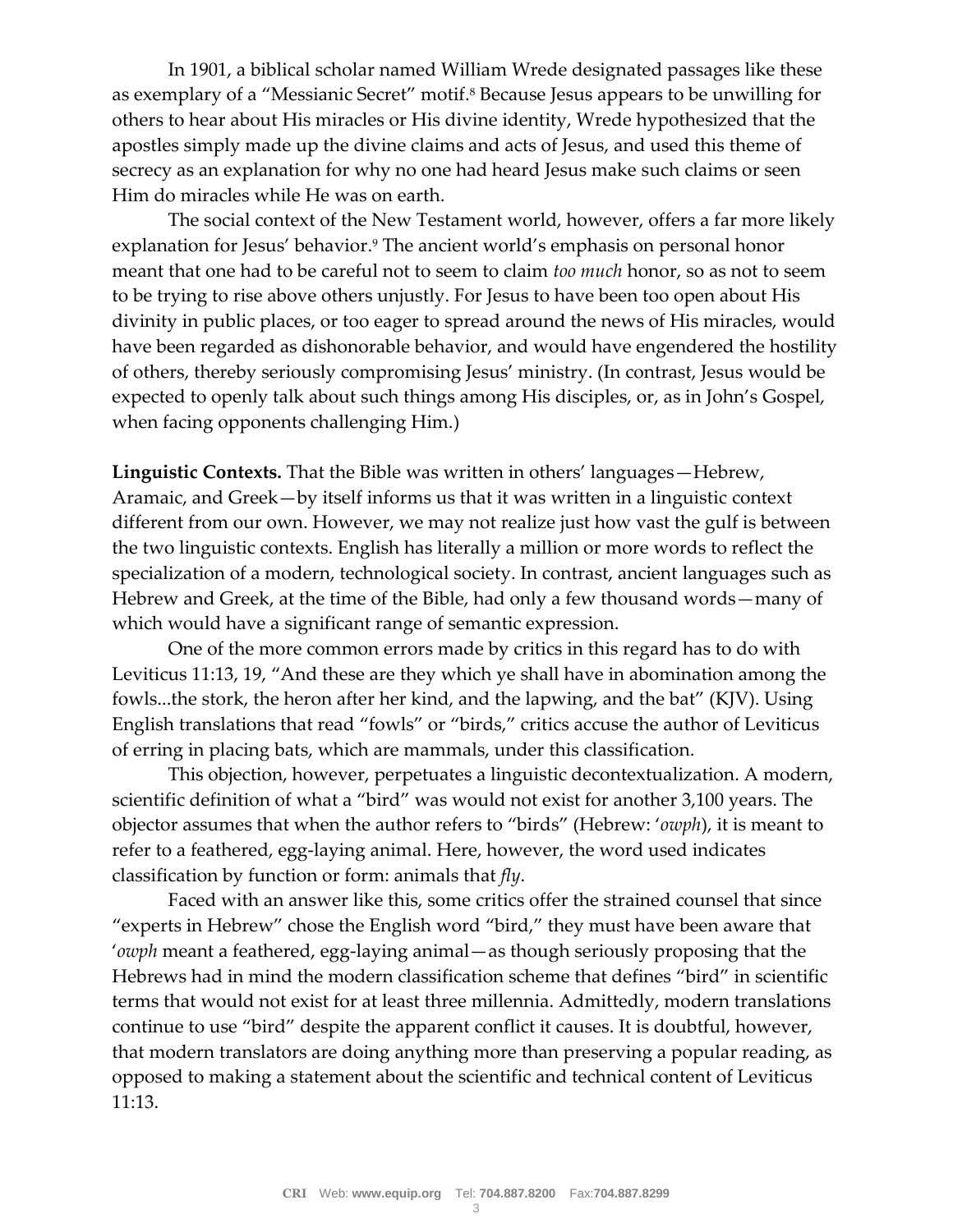In 1901, a biblical scholar named William Wrede designated passages like these as exemplary of a "Messianic Secret" motif.[8] Because Jesus appears to be unwilling for others to hear about His miracles or His divine identity, Wrede hypothesized that the apostles simply made up the divine claims and acts of Jesus, and used this theme of secrecy as an explanation for why no one had heard Jesus make such claims or seen Him do miracles while He was on earth.

The social context of the New Testament world, however, offers a far more likely explanation for Jesus' behavior.[9] The ancient world's emphasis on personal honor meant that one had to be careful not to seem to claim *too much* honor, so as not to seem to be trying to rise above others unjustly. For Jesus to have been too open about His divinity in public places, or too eager to spread around the news of His miracles, would have been regarded as dishonorable behavior, and would have engendered the hostility of others, thereby seriously compromising Jesus' ministry. (In contrast, Jesus would be expected to openly talk about such things among His disciples, or, as in John's Gospel, when facing opponents challenging Him.)

**Linguistic Contexts.** That the Bible was written in others' languages—Hebrew, Aramaic, and Greek—by itself informs us that it was written in a linguistic context different from our own. However, we may not realize just how vast the gulf is between the two linguistic contexts. English has literally a million or more words to reflect the specialization of a modern, technological society. In contrast, ancient languages such as Hebrew and Greek, at the time of the Bible, had only a few thousand words—many of which would have a significant range of semantic expression.

One of the more common errors made by critics in this regard has to do with Leviticus 11:13, 19, "And these are they which ye shall have in abomination among the fowls...the stork, the heron after her kind, and the lapwing, and the bat" (KJV). Using English translations that read "fowls" or "birds," critics accuse the author of Leviticus of erring in placing bats, which are mammals, under this classification.

This objection, however, perpetuates a linguistic decontextualization. A modern, scientific definition of what a "bird" was would not exist for another 3,100 years. The objector assumes that when the author refers to "birds" (Hebrew: '*owph*), it is meant to refer to a feathered, egg-laying animal. Here, however, the word used indicates classification by function or form: animals that *fly*.

Faced with an answer like this, some critics offer the strained counsel that since "experts in Hebrew" chose the English word "bird," they must have been aware that '*owph* meant a feathered, egg-laying animal—as though seriously proposing that the Hebrews had in mind the modern classification scheme that defines "bird" in scientific terms that would not exist for at least three millennia. Admittedly, modern translations continue to use "bird" despite the apparent conflict it causes. It is doubtful, however, that modern translators are doing anything more than preserving a popular reading, as opposed to making a statement about the scientific and technical content of Leviticus 11:13.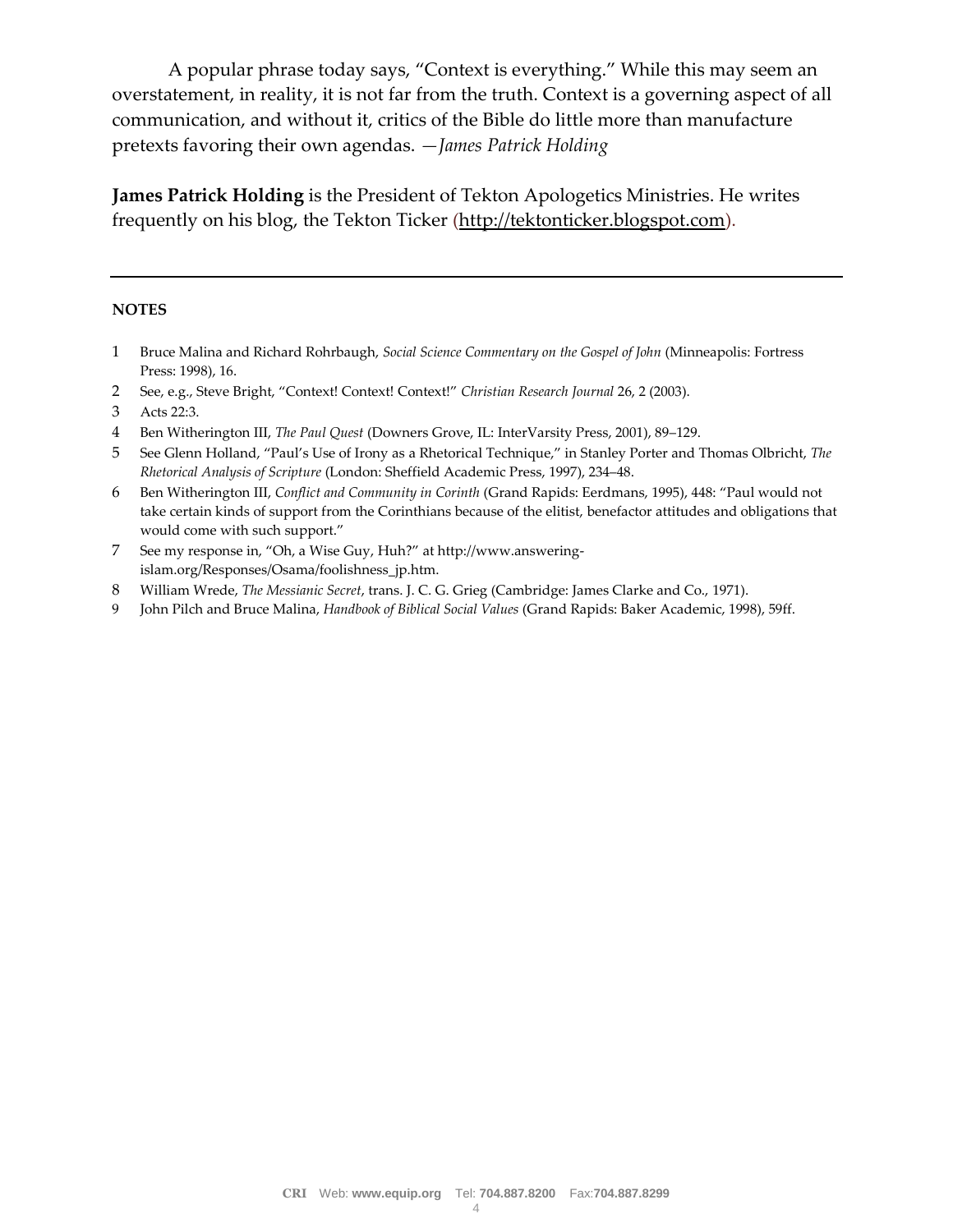A popular phrase today says, "Context is everything." While this may seem an overstatement, in reality, it is not far from the truth. Context is a governing aspect of all communication, and without it, critics of the Bible do little more than manufacture pretexts favoring their own agendas. —*James Patrick Holding*

**James Patrick Holding** is the President of Tekton Apologetics Ministries. He writes frequently on his blog, the Tekton Ticker (http://tektonticker.blogspot.com).

---

**NOTES**

1. Bruce Malina and Richard Rohrbaugh, *Social Science Commentary on the Gospel of John* (Minneapolis: Fortress Press: 1998), 16.
2. See, e.g., Steve Bright, "Context! Context! Context!" *Christian Research Journal* 26, 2 (2003).
3. Acts 22:3.
4. Ben Witherington III, *The Paul Quest* (Downers Grove, IL: InterVarsity Press, 2001), 89–129.
5. See Glenn Holland, "Paul's Use of Irony as a Rhetorical Technique," in Stanley Porter and Thomas Olbricht, *The Rhetorical Analysis of Scripture* (London: Sheffield Academic Press, 1997), 234–48.
6. Ben Witherington III, *Conflict and Community in Corinth* (Grand Rapids: Eerdmans, 1995), 448: "Paul would not take certain kinds of support from the Corinthians because of the elitist, benefactor attitudes and obligations that would come with such support."
7. See my response in, "Oh, a Wise Guy, Huh?" at http://www.answering-islam.org/Responses/Osama/foolishness_jp.htm.
8. William Wrede, *The Messianic Secret*, trans. J. C. G. Grieg (Cambridge: James Clarke and Co., 1971).
9. John Pilch and Bruce Malina, *Handbook of Biblical Social Values* (Grand Rapids: Baker Academic, 1998), 59ff.